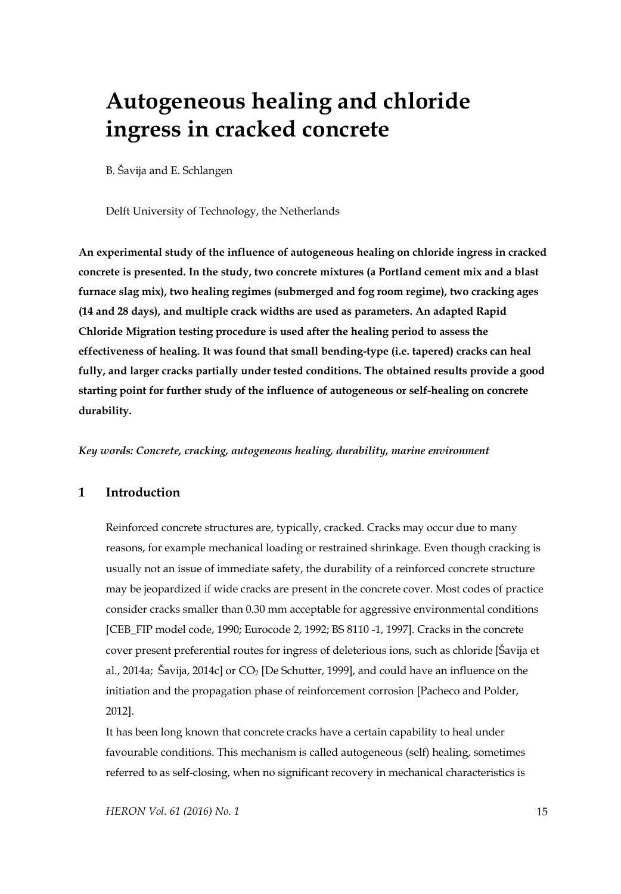# Autogeneous healing and chloride ingress in cracked concrete

B. Šavija and E. Schlangen

Delft University of Technology, the Netherlands

**An experimental study of the influence of autogeneous healing on chloride ingress in cracked concrete is presented. In the study, two concrete mixtures (a Portland cement mix and a blast furnace slag mix), two healing regimes (submerged and fog room regime), two cracking ages (14 and 28 days), and multiple crack widths are used as parameters. An adapted Rapid Chloride Migration testing procedure is used after the healing period to assess the effectiveness of healing. It was found that small bending-type (i.e. tapered) cracks can heal fully, and larger cracks partially under tested conditions. The obtained results provide a good starting point for further study of the influence of autogeneous or self-healing on concrete durability.**

***Key words: Concrete, cracking, autogeneous healing, durability, marine environment***

## 1 Introduction

Reinforced concrete structures are, typically, cracked. Cracks may occur due to many reasons, for example mechanical loading or restrained shrinkage. Even though cracking is usually not an issue of immediate safety, the durability of a reinforced concrete structure may be jeopardized if wide cracks are present in the concrete cover. Most codes of practice consider cracks smaller than 0.30 mm acceptable for aggressive environmental conditions [CEB_FIP model code, 1990; Eurocode 2, 1992; BS 8110 -1, 1997]. Cracks in the concrete cover present preferential routes for ingress of deleterious ions, such as chloride [Šavija et al., 2014a; Šavija, 2014c] or $CO_2$ [De Schutter, 1999], and could have an influence on the initiation and the propagation phase of reinforcement corrosion [Pacheco and Polder, 2012].

It has been long known that concrete cracks have a certain capability to heal under favourable conditions. This mechanism is called autogeneous (self) healing, sometimes referred to as self-closing, when no significant recovery in mechanical characteristics is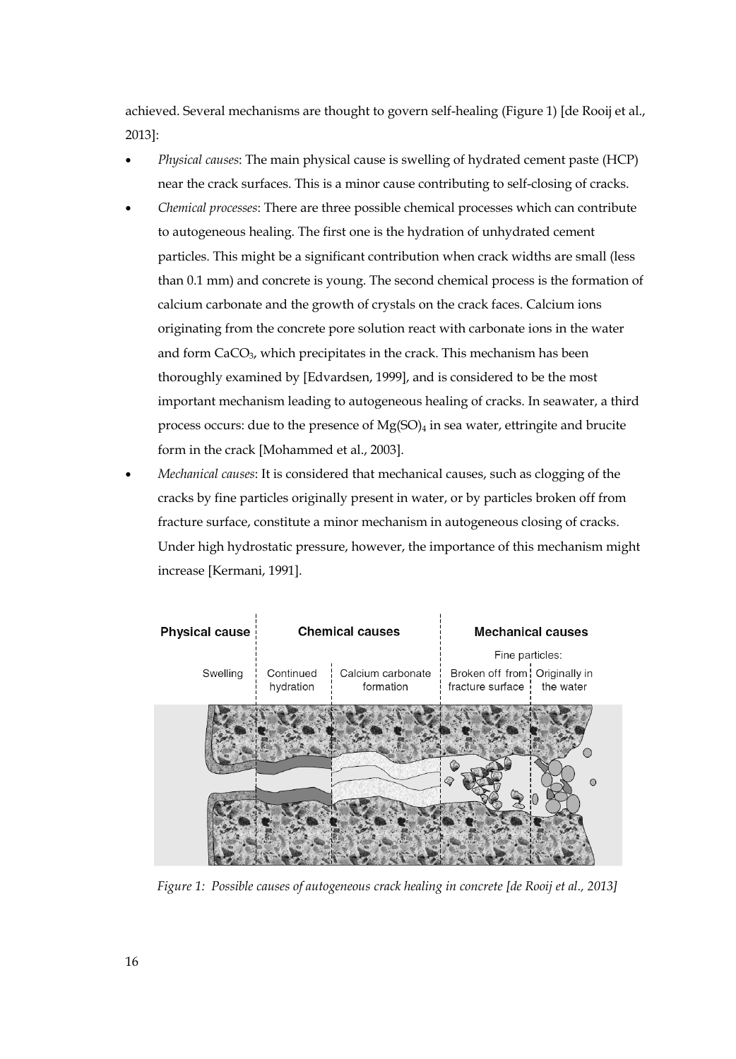achieved. Several mechanisms are thought to govern self-healing (Figure 1) [de Rooij et al., 2013]:

- *Physical causes*: The main physical cause is swelling of hydrated cement paste (HCP) near the crack surfaces. This is a minor cause contributing to self-closing of cracks.
- *Chemical processes*: There are three possible chemical processes which can contribute to autogeneous healing. The first one is the hydration of unhydrated cement particles. This might be a significant contribution when crack widths are small (less than 0.1 mm) and concrete is young. The second chemical process is the formation of calcium carbonate and the growth of crystals on the crack faces. Calcium ions originating from the concrete pore solution react with carbonate ions in the water and form $CaCO_3$, which precipitates in the crack. This mechanism has been thoroughly examined by [Edvardsen, 1999], and is considered to be the most important mechanism leading to autogeneous healing of cracks. In seawater, a third process occurs: due to the presence of $Mg(SO)_4$ in sea water, ettringite and brucite form in the crack [Mohammed et al., 2003].
- *Mechanical causes*: It is considered that mechanical causes, such as clogging of the cracks by fine particles originally present in water, or by particles broken off from fracture surface, constitute a minor mechanism in autogeneous closing of cracks. Under high hydrostatic pressure, however, the importance of this mechanism might increase [Kermani, 1991].

*Figure 1: Possible causes of autogeneous crack healing in concrete [de Rooij et al., 2013]*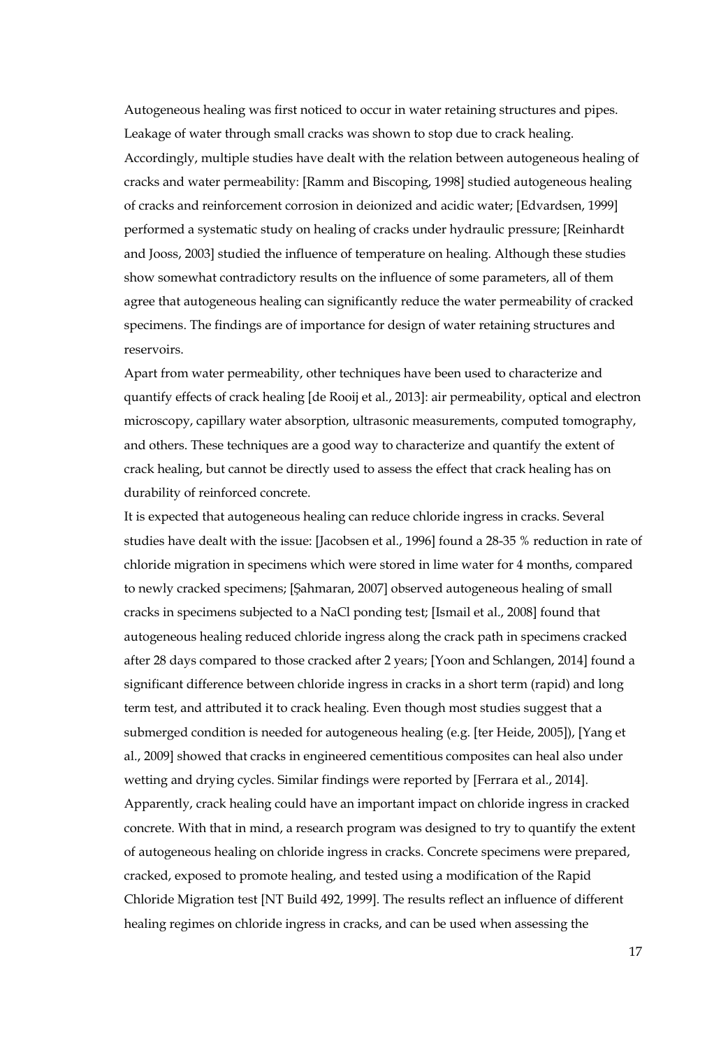Autogeneous healing was first noticed to occur in water retaining structures and pipes. Leakage of water through small cracks was shown to stop due to crack healing. Accordingly, multiple studies have dealt with the relation between autogeneous healing of cracks and water permeability: [Ramm and Biscoping, 1998] studied autogeneous healing of cracks and reinforcement corrosion in deionized and acidic water; [Edvardsen, 1999] performed a systematic study on healing of cracks under hydraulic pressure; [Reinhardt and Jooss, 2003] studied the influence of temperature on healing. Although these studies show somewhat contradictory results on the influence of some parameters, all of them agree that autogeneous healing can significantly reduce the water permeability of cracked specimens. The findings are of importance for design of water retaining structures and reservoirs.

Apart from water permeability, other techniques have been used to characterize and quantify effects of crack healing [de Rooij et al., 2013]: air permeability, optical and electron microscopy, capillary water absorption, ultrasonic measurements, computed tomography, and others. These techniques are a good way to characterize and quantify the extent of crack healing, but cannot be directly used to assess the effect that crack healing has on durability of reinforced concrete.

It is expected that autogeneous healing can reduce chloride ingress in cracks. Several studies have dealt with the issue: [Jacobsen et al., 1996] found a 28-35 % reduction in rate of chloride migration in specimens which were stored in lime water for 4 months, compared to newly cracked specimens; [Şahmaran, 2007] observed autogeneous healing of small cracks in specimens subjected to a NaCl ponding test; [Ismail et al., 2008] found that autogeneous healing reduced chloride ingress along the crack path in specimens cracked after 28 days compared to those cracked after 2 years; [Yoon and Schlangen, 2014] found a significant difference between chloride ingress in cracks in a short term (rapid) and long term test, and attributed it to crack healing. Even though most studies suggest that a submerged condition is needed for autogeneous healing (e.g. [ter Heide, 2005]), [Yang et al., 2009] showed that cracks in engineered cementitious composites can heal also under wetting and drying cycles. Similar findings were reported by [Ferrara et al., 2014]. Apparently, crack healing could have an important impact on chloride ingress in cracked concrete. With that in mind, a research program was designed to try to quantify the extent of autogeneous healing on chloride ingress in cracks. Concrete specimens were prepared, cracked, exposed to promote healing, and tested using a modification of the Rapid Chloride Migration test [NT Build 492, 1999]. The results reflect an influence of different healing regimes on chloride ingress in cracks, and can be used when assessing the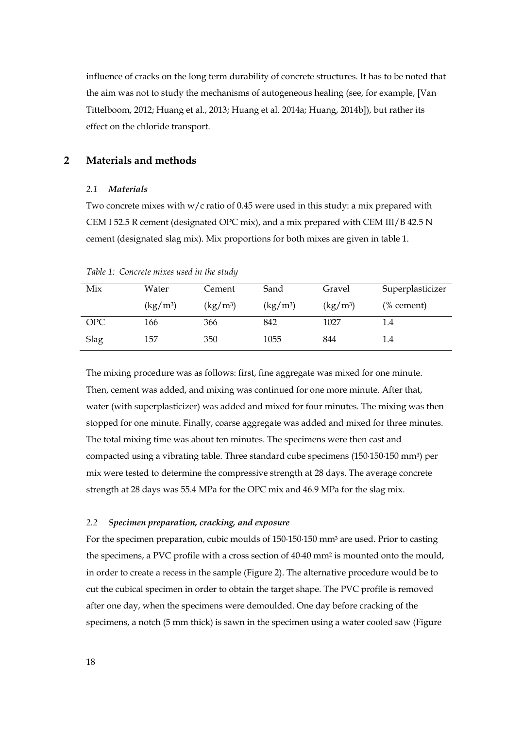influence of cracks on the long term durability of concrete structures. It has to be noted that the aim was not to study the mechanisms of autogeneous healing (see, for example, [Van Tittelboom, 2012; Huang et al., 2013; Huang et al. 2014a; Huang, 2014b]), but rather its effect on the chloride transport.

## 2 Materials and methods

### *2.1 Materials*

Two concrete mixes with w/c ratio of 0.45 were used in this study: a mix prepared with CEM I 52.5 R cement (designated OPC mix), and a mix prepared with CEM III/B 42.5 N cement (designated slag mix). Mix proportions for both mixes are given in table 1.

*Table 1: Concrete mixes used in the study*

| Mix | Water ($kg/m^3$) | Cement ($kg/m^3$) | Sand ($kg/m^3$) | Gravel ($kg/m^3$) | Superplasticizer (% cement) |
|---|---|---|---|---|---|
| OPC | 166 | 366 | 842 | 1027 | 1.4 |
| Slag | 157 | 350 | 1055 | 844 | 1.4 |

The mixing procedure was as follows: first, fine aggregate was mixed for one minute. Then, cement was added, and mixing was continued for one more minute. After that, water (with superplasticizer) was added and mixed for four minutes. The mixing was then stopped for one minute. Finally, coarse aggregate was added and mixed for three minutes. The total mixing time was about ten minutes. The specimens were then cast and compacted using a vibrating table. Three standard cube specimens ($150 \cdot 150 \cdot 150$ $mm^3$) per mix were tested to determine the compressive strength at 28 days. The average concrete strength at 28 days was 55.4 MPa for the OPC mix and 46.9 MPa for the slag mix.

### *2.2 Specimen preparation, cracking, and exposure*

For the specimen preparation, cubic moulds of $150 \cdot 150 \cdot 150$ $mm^3$ are used. Prior to casting the specimens, a PVC profile with a cross section of $40 \cdot 40$ $mm^2$ is mounted onto the mould, in order to create a recess in the sample (Figure 2). The alternative procedure would be to cut the cubical specimen in order to obtain the target shape. The PVC profile is removed after one day, when the specimens were demoulded. One day before cracking of the specimens, a notch (5 mm thick) is sawn in the specimen using a water cooled saw (Figure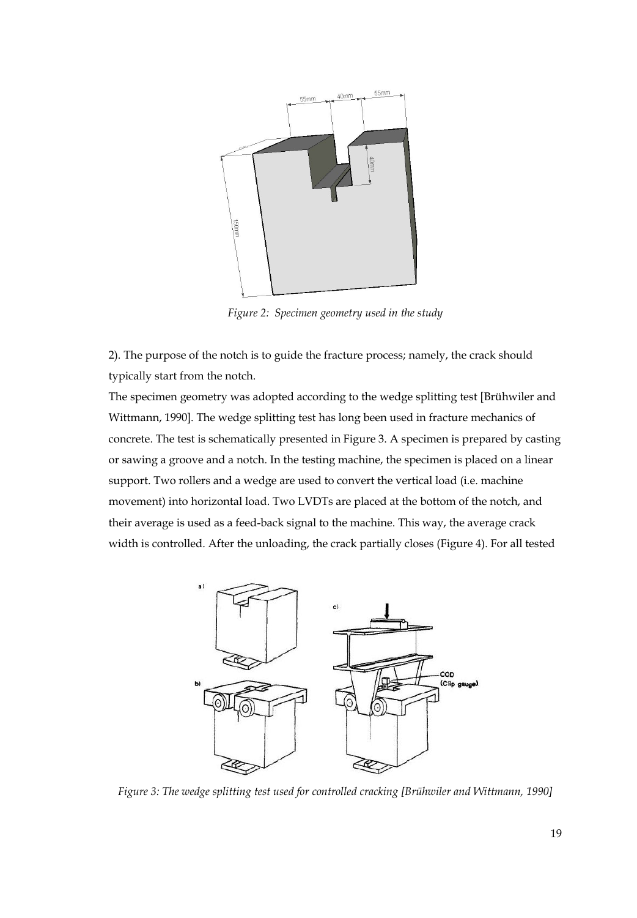*Figure 2: Specimen geometry used in the study*

2). The purpose of the notch is to guide the fracture process; namely, the crack should typically start from the notch.

The specimen geometry was adopted according to the wedge splitting test [Brühwiler and Wittmann, 1990]. The wedge splitting test has long been used in fracture mechanics of concrete. The test is schematically presented in Figure 3. A specimen is prepared by casting or sawing a groove and a notch. In the testing machine, the specimen is placed on a linear support. Two rollers and a wedge are used to convert the vertical load (i.e. machine movement) into horizontal load. Two LVDTs are placed at the bottom of the notch, and their average is used as a feed-back signal to the machine. This way, the average crack width is controlled. After the unloading, the crack partially closes (Figure 4). For all tested

*Figure 3: The wedge splitting test used for controlled cracking [Brühwiler and Wittmann, 1990]*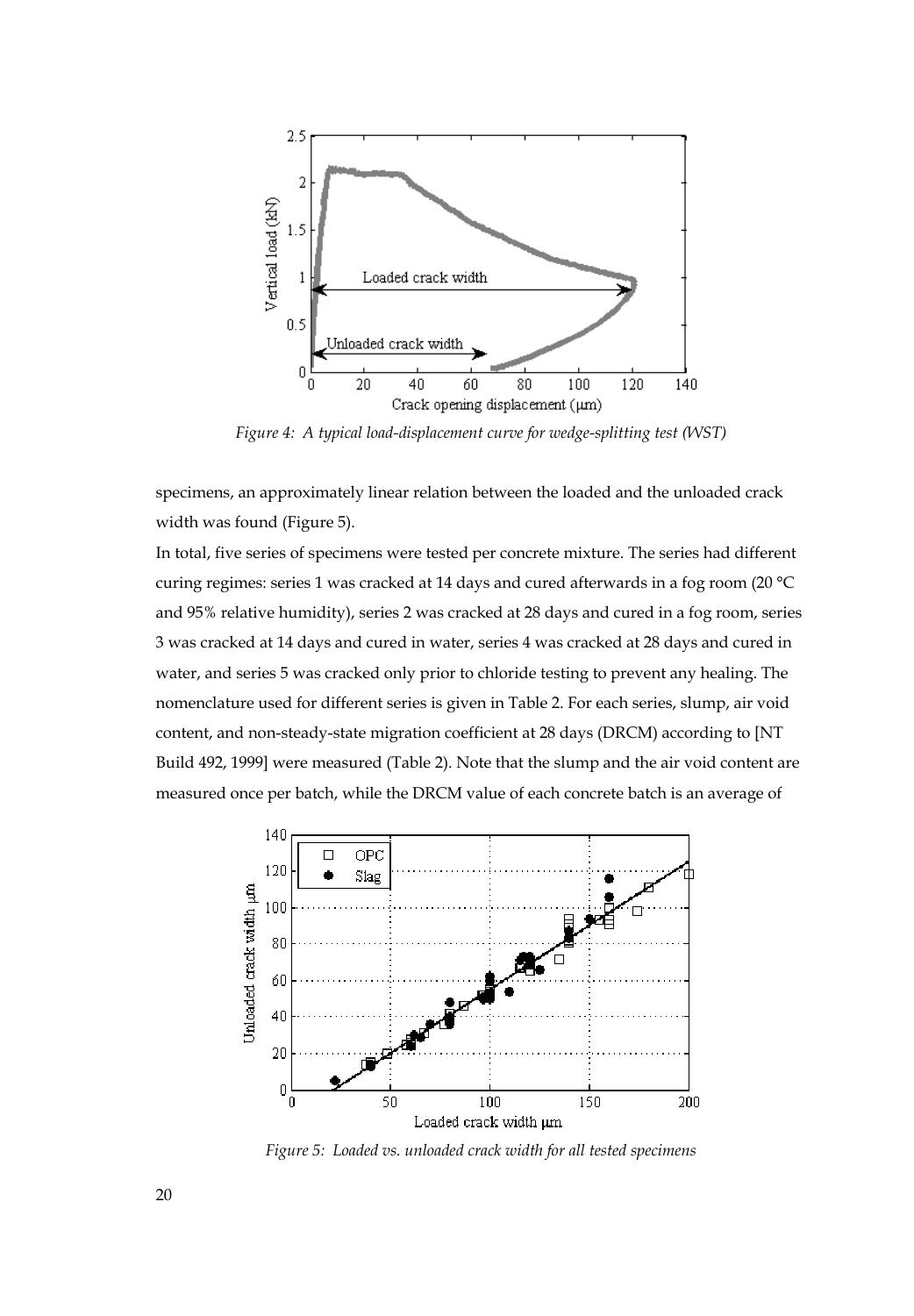*Figure 4: A typical load-displacement curve for wedge-splitting test (WST)*

specimens, an approximately linear relation between the loaded and the unloaded crack width was found (Figure 5).

In total, five series of specimens were tested per concrete mixture. The series had different curing regimes: series 1 was cracked at 14 days and cured afterwards in a fog room (20 °C and 95% relative humidity), series 2 was cracked at 28 days and cured in a fog room, series 3 was cracked at 14 days and cured in water, series 4 was cracked at 28 days and cured in water, and series 5 was cracked only prior to chloride testing to prevent any healing. The nomenclature used for different series is given in Table 2. For each series, slump, air void content, and non-steady-state migration coefficient at 28 days (DRCM) according to [NT Build 492, 1999] were measured (Table 2). Note that the slump and the air void content are measured once per batch, while the DRCM value of each concrete batch is an average of

*Figure 5: Loaded vs. unloaded crack width for all tested specimens*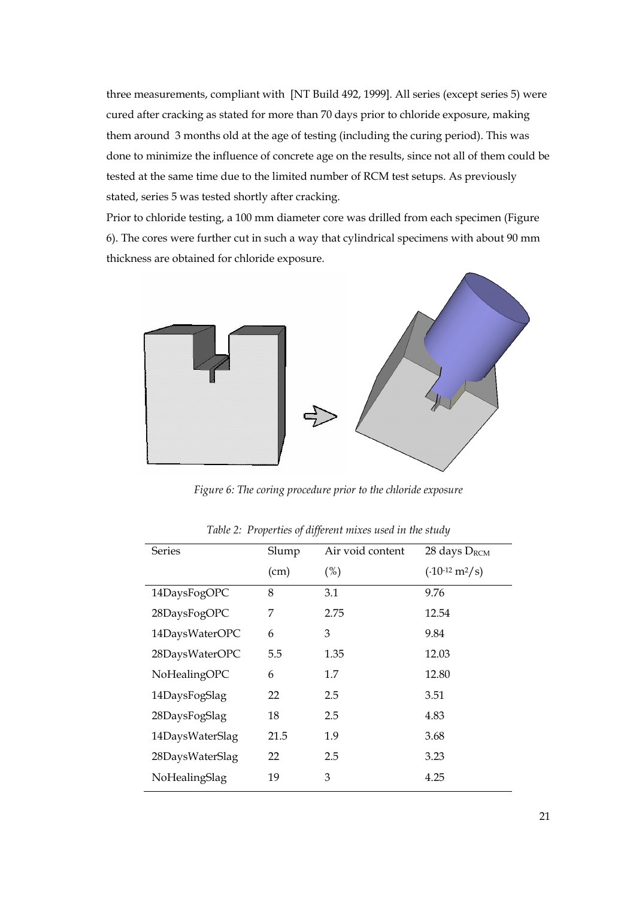three measurements, compliant with [NT Build 492, 1999]. All series (except series 5) were cured after cracking as stated for more than 70 days prior to chloride exposure, making them around 3 months old at the age of testing (including the curing period). This was done to minimize the influence of concrete age on the results, since not all of them could be tested at the same time due to the limited number of RCM test setups. As previously stated, series 5 was tested shortly after cracking.

Prior to chloride testing, a 100 mm diameter core was drilled from each specimen (Figure 6). The cores were further cut in such a way that cylindrical specimens with about 90 mm thickness are obtained for chloride exposure.

*Figure 6: The coring procedure prior to the chloride exposure*

*Table 2: Properties of different mixes used in the study*

| Series | Slump (cm) | Air void content (%) | 28 days $D_{RCM}$ ($\cdot 10^{-12}$ $m^2/s$) |
|---|---|---|---|
| 14DaysFogOPC | 8 | 3.1 | 9.76 |
| 28DaysFogOPC | 7 | 2.75 | 12.54 |
| 14DaysWaterOPC | 6 | 3 | 9.84 |
| 28DaysWaterOPC | 5.5 | 1.35 | 12.03 |
| NoHealingOPC | 6 | 1.7 | 12.80 |
| 14DaysFogSlag | 22 | 2.5 | 3.51 |
| 28DaysFogSlag | 18 | 2.5 | 4.83 |
| 14DaysWaterSlag | 21.5 | 1.9 | 3.68 |
| 28DaysWaterSlag | 22 | 2.5 | 3.23 |
| NoHealingSlag | 19 | 3 | 4.25 |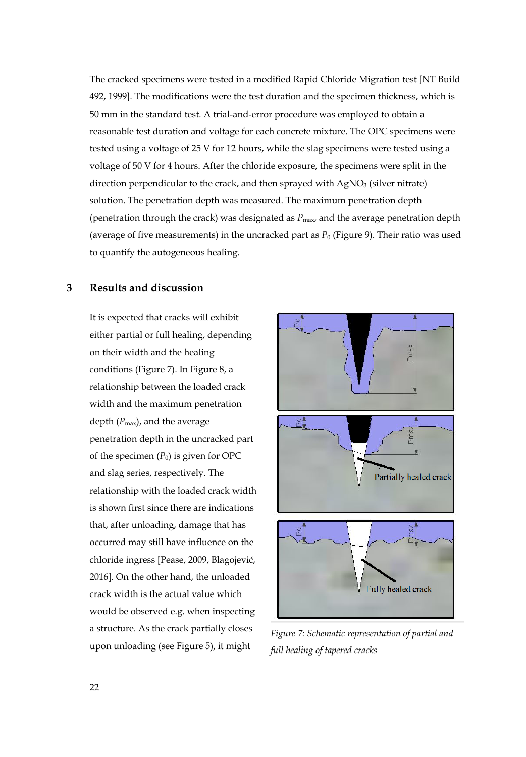The cracked specimens were tested in a modified Rapid Chloride Migration test [NT Build 492, 1999]. The modifications were the test duration and the specimen thickness, which is 50 mm in the standard test. A trial-and-error procedure was employed to obtain a reasonable test duration and voltage for each concrete mixture. The OPC specimens were tested using a voltage of 25 V for 12 hours, while the slag specimens were tested using a voltage of 50 V for 4 hours. After the chloride exposure, the specimens were split in the direction perpendicular to the crack, and then sprayed with $AgNO_3$ (silver nitrate) solution. The penetration depth was measured. The maximum penetration depth (penetration through the crack) was designated as $P_{max}$, and the average penetration depth (average of five measurements) in the uncracked part as $P_0$ (Figure 9). Their ratio was used to quantify the autogeneous healing.

## 3 Results and discussion

It is expected that cracks will exhibit either partial or full healing, depending on their width and the healing conditions (Figure 7). In Figure 8, a relationship between the loaded crack width and the maximum penetration depth ($P_{max}$), and the average penetration depth in the uncracked part of the specimen ($P_0$) is given for OPC and slag series, respectively. The relationship with the loaded crack width is shown first since there are indications that, after unloading, damage that has occurred may still have influence on the chloride ingress [Pease, 2009, Blagojević, 2016]. On the other hand, the unloaded crack width is the actual value which would be observed e.g. when inspecting a structure. As the crack partially closes upon unloading (see Figure 5), it might

*Figure 7: Schematic representation of partial and full healing of tapered cracks*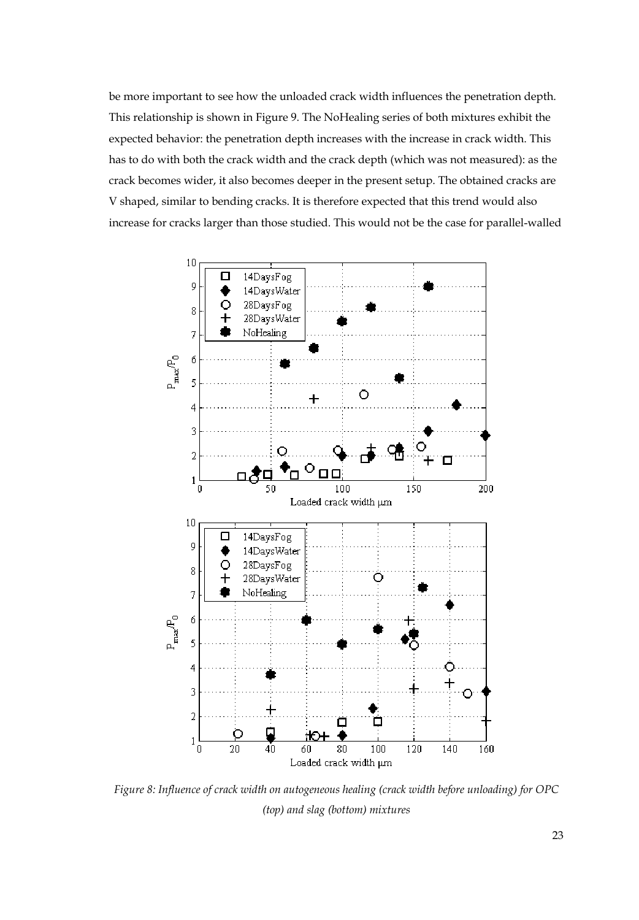be more important to see how the unloaded crack width influences the penetration depth. This relationship is shown in Figure 9. The NoHealing series of both mixtures exhibit the expected behavior: the penetration depth increases with the increase in crack width. This has to do with both the crack width and the crack depth (which was not measured): as the crack becomes wider, it also becomes deeper in the present setup. The obtained cracks are V shaped, similar to bending cracks. It is therefore expected that this trend would also increase for cracks larger than those studied. This would not be the case for parallel-walled

*Figure 8: Influence of crack width on autogeneous healing (crack width before unloading) for OPC (top) and slag (bottom) mixtures*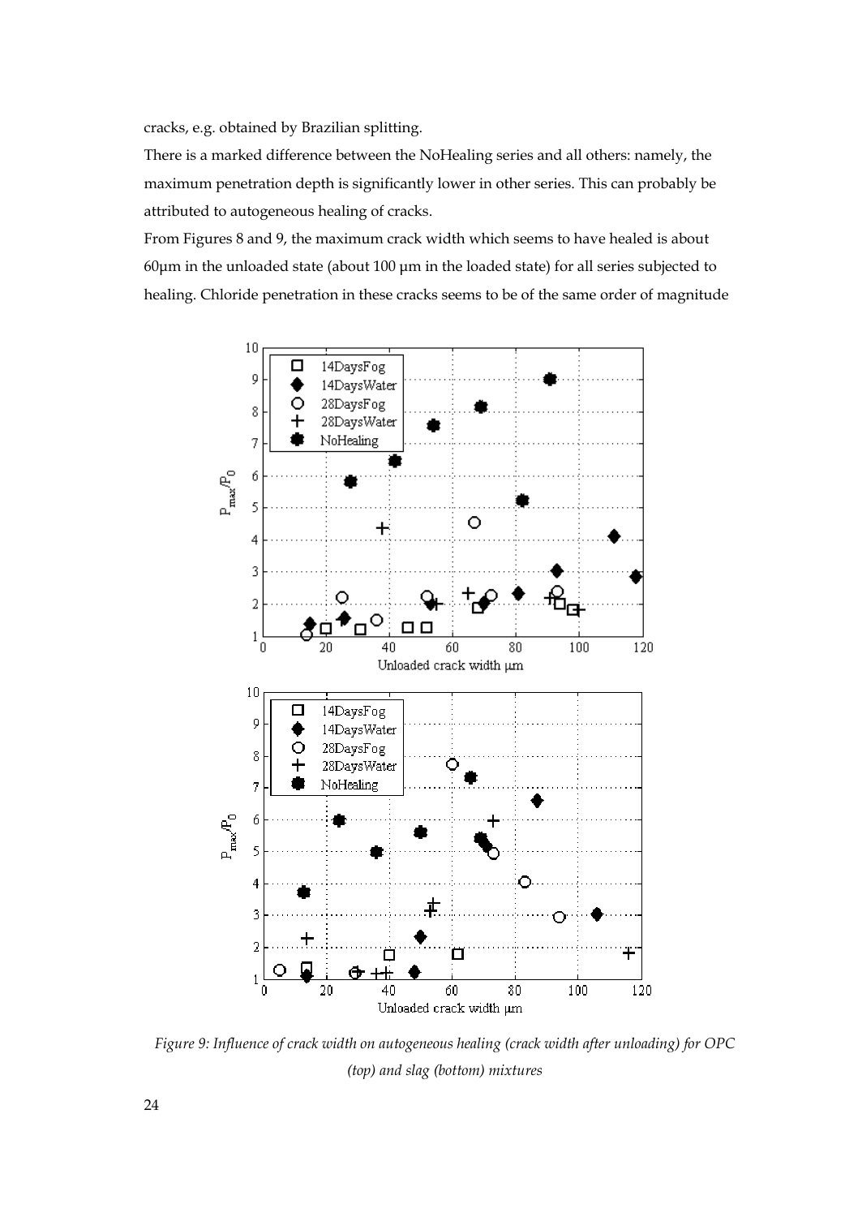cracks, e.g. obtained by Brazilian splitting.

There is a marked difference between the NoHealing series and all others: namely, the maximum penetration depth is significantly lower in other series. This can probably be attributed to autogeneous healing of cracks.

From Figures 8 and 9, the maximum crack width which seems to have healed is about 60µm in the unloaded state (about 100 µm in the loaded state) for all series subjected to healing. Chloride penetration in these cracks seems to be of the same order of magnitude

*Figure 9: Influence of crack width on autogeneous healing (crack width after unloading) for OPC (top) and slag (bottom) mixtures*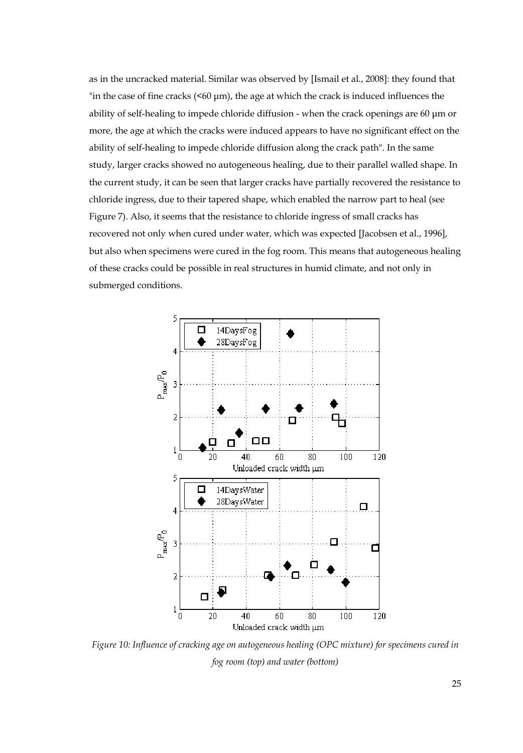as in the uncracked material. Similar was observed by [Ismail et al., 2008]: they found that "in the case of fine cracks (<60 μm), the age at which the crack is induced influences the ability of self-healing to impede chloride diffusion - when the crack openings are 60 μm or more, the age at which the cracks were induced appears to have no significant effect on the ability of self-healing to impede chloride diffusion along the crack path". In the same study, larger cracks showed no autogeneous healing, due to their parallel walled shape. In the current study, it can be seen that larger cracks have partially recovered the resistance to chloride ingress, due to their tapered shape, which enabled the narrow part to heal (see Figure 7). Also, it seems that the resistance to chloride ingress of small cracks has recovered not only when cured under water, which was expected [Jacobsen et al., 1996], but also when specimens were cured in the fog room. This means that autogeneous healing of these cracks could be possible in real structures in humid climate, and not only in submerged conditions.

*Figure 10: Influence of cracking age on autogeneous healing (OPC mixture) for specimens cured in fog room (top) and water (bottom)*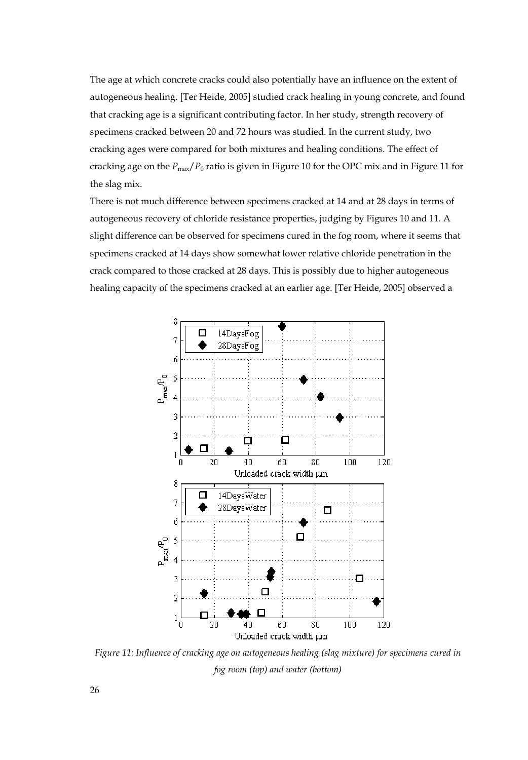The age at which concrete cracks could also potentially have an influence on the extent of autogeneous healing. [Ter Heide, 2005] studied crack healing in young concrete, and found that cracking age is a significant contributing factor. In her study, strength recovery of specimens cracked between 20 and 72 hours was studied. In the current study, two cracking ages were compared for both mixtures and healing conditions. The effect of cracking age on the $P_{max}/P_0$ ratio is given in Figure 10 for the OPC mix and in Figure 11 for the slag mix.

There is not much difference between specimens cracked at 14 and at 28 days in terms of autogeneous recovery of chloride resistance properties, judging by Figures 10 and 11. A slight difference can be observed for specimens cured in the fog room, where it seems that specimens cracked at 14 days show somewhat lower relative chloride penetration in the crack compared to those cracked at 28 days. This is possibly due to higher autogeneous healing capacity of the specimens cracked at an earlier age. [Ter Heide, 2005] observed a

*Figure 11: Influence of cracking age on autogeneous healing (slag mixture) for specimens cured in fog room (top) and water (bottom)*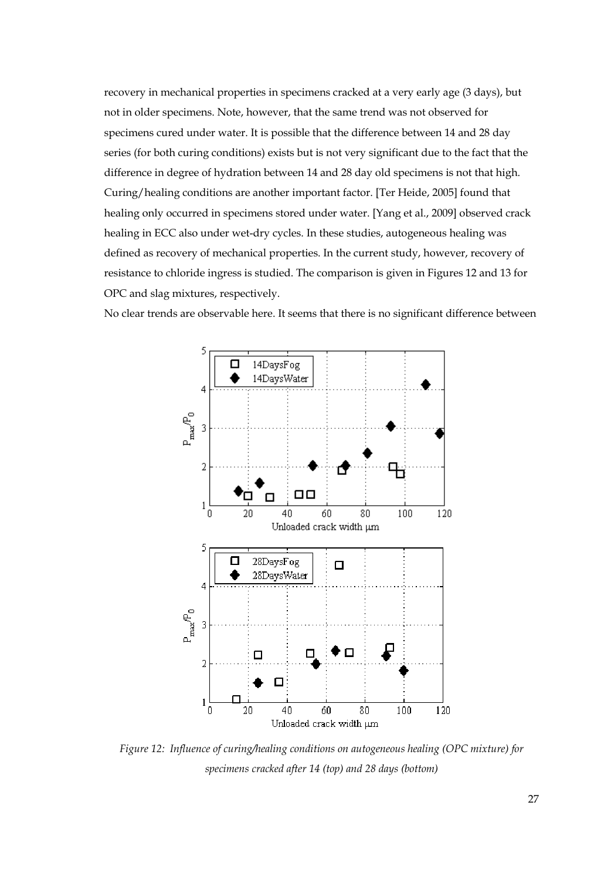recovery in mechanical properties in specimens cracked at a very early age (3 days), but not in older specimens. Note, however, that the same trend was not observed for specimens cured under water. It is possible that the difference between 14 and 28 day series (for both curing conditions) exists but is not very significant due to the fact that the difference in degree of hydration between 14 and 28 day old specimens is not that high. Curing/healing conditions are another important factor. [Ter Heide, 2005] found that healing only occurred in specimens stored under water. [Yang et al., 2009] observed crack healing in ECC also under wet-dry cycles. In these studies, autogeneous healing was defined as recovery of mechanical properties. In the current study, however, recovery of resistance to chloride ingress is studied. The comparison is given in Figures 12 and 13 for OPC and slag mixtures, respectively.

No clear trends are observable here. It seems that there is no significant difference between

*Figure 12: Influence of curing/healing conditions on autogeneous healing (OPC mixture) for specimens cracked after 14 (top) and 28 days (bottom)*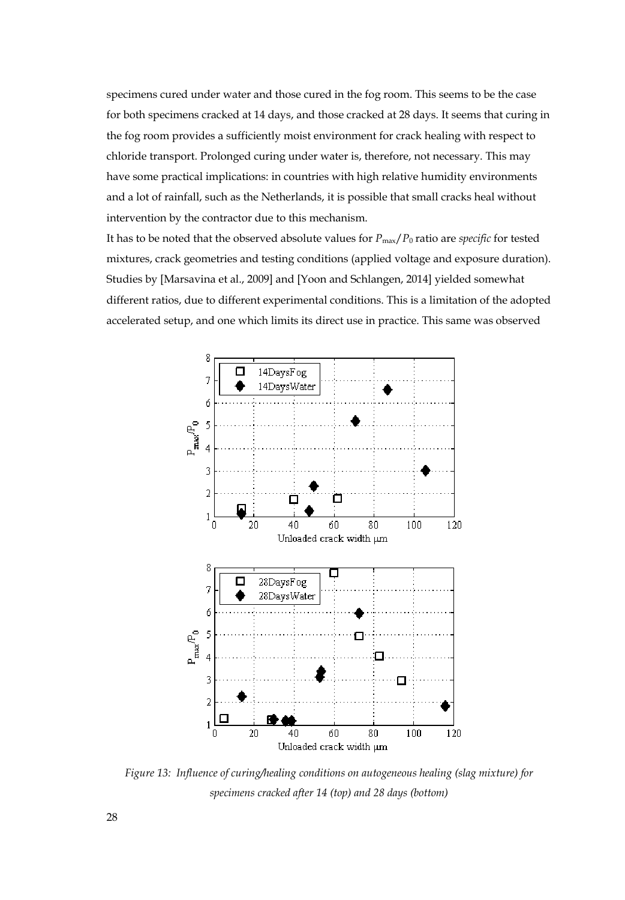specimens cured under water and those cured in the fog room. This seems to be the case for both specimens cracked at 14 days, and those cracked at 28 days. It seems that curing in the fog room provides a sufficiently moist environment for crack healing with respect to chloride transport. Prolonged curing under water is, therefore, not necessary. This may have some practical implications: in countries with high relative humidity environments and a lot of rainfall, such as the Netherlands, it is possible that small cracks heal without intervention by the contractor due to this mechanism.

It has to be noted that the observed absolute values for $P_{max}/P_0$ ratio are *specific* for tested mixtures, crack geometries and testing conditions (applied voltage and exposure duration). Studies by [Marsavina et al., 2009] and [Yoon and Schlangen, 2014] yielded somewhat different ratios, due to different experimental conditions. This is a limitation of the adopted accelerated setup, and one which limits its direct use in practice. This same was observed

*Figure 13: Influence of curing/healing conditions on autogeneous healing (slag mixture) for specimens cracked after 14 (top) and 28 days (bottom)*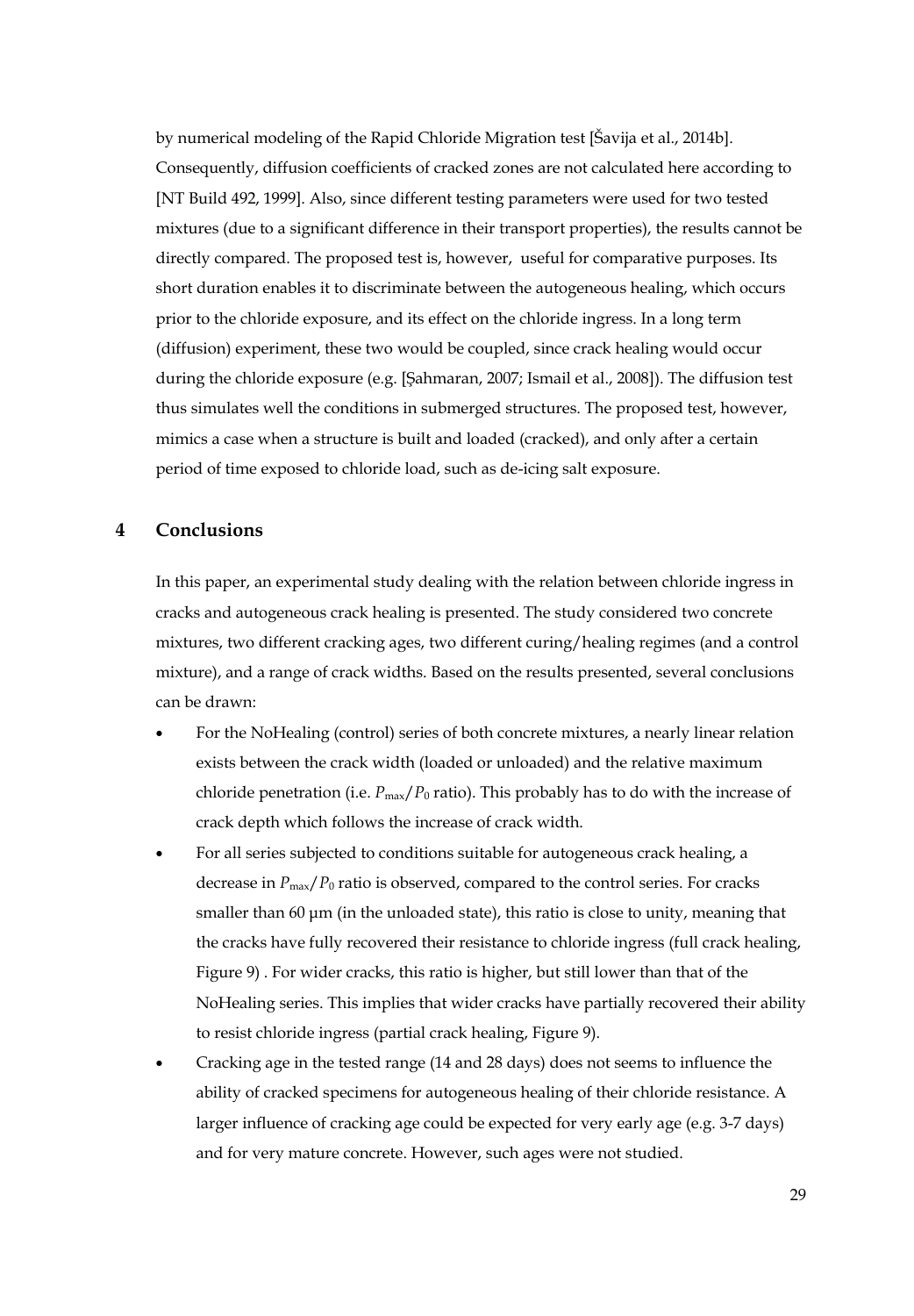by numerical modeling of the Rapid Chloride Migration test [Šavija et al., 2014b]. Consequently, diffusion coefficients of cracked zones are not calculated here according to [NT Build 492, 1999]. Also, since different testing parameters were used for two tested mixtures (due to a significant difference in their transport properties), the results cannot be directly compared. The proposed test is, however, useful for comparative purposes. Its short duration enables it to discriminate between the autogeneous healing, which occurs prior to the chloride exposure, and its effect on the chloride ingress. In a long term (diffusion) experiment, these two would be coupled, since crack healing would occur during the chloride exposure (e.g. [Şahmaran, 2007; Ismail et al., 2008]). The diffusion test thus simulates well the conditions in submerged structures. The proposed test, however, mimics a case when a structure is built and loaded (cracked), and only after a certain period of time exposed to chloride load, such as de-icing salt exposure.

## 4 Conclusions

In this paper, an experimental study dealing with the relation between chloride ingress in cracks and autogeneous crack healing is presented. The study considered two concrete mixtures, two different cracking ages, two different curing/healing regimes (and a control mixture), and a range of crack widths. Based on the results presented, several conclusions can be drawn:

- For the NoHealing (control) series of both concrete mixtures, a nearly linear relation exists between the crack width (loaded or unloaded) and the relative maximum chloride penetration (i.e. $P_{max}/P_0$ ratio). This probably has to do with the increase of crack depth which follows the increase of crack width.
- For all series subjected to conditions suitable for autogeneous crack healing, a decrease in $P_{max}/P_0$ ratio is observed, compared to the control series. For cracks smaller than 60 μm (in the unloaded state), this ratio is close to unity, meaning that the cracks have fully recovered their resistance to chloride ingress (full crack healing, Figure 9) . For wider cracks, this ratio is higher, but still lower than that of the NoHealing series. This implies that wider cracks have partially recovered their ability to resist chloride ingress (partial crack healing, Figure 9).
- Cracking age in the tested range (14 and 28 days) does not seems to influence the ability of cracked specimens for autogeneous healing of their chloride resistance. A larger influence of cracking age could be expected for very early age (e.g. 3-7 days) and for very mature concrete. However, such ages were not studied.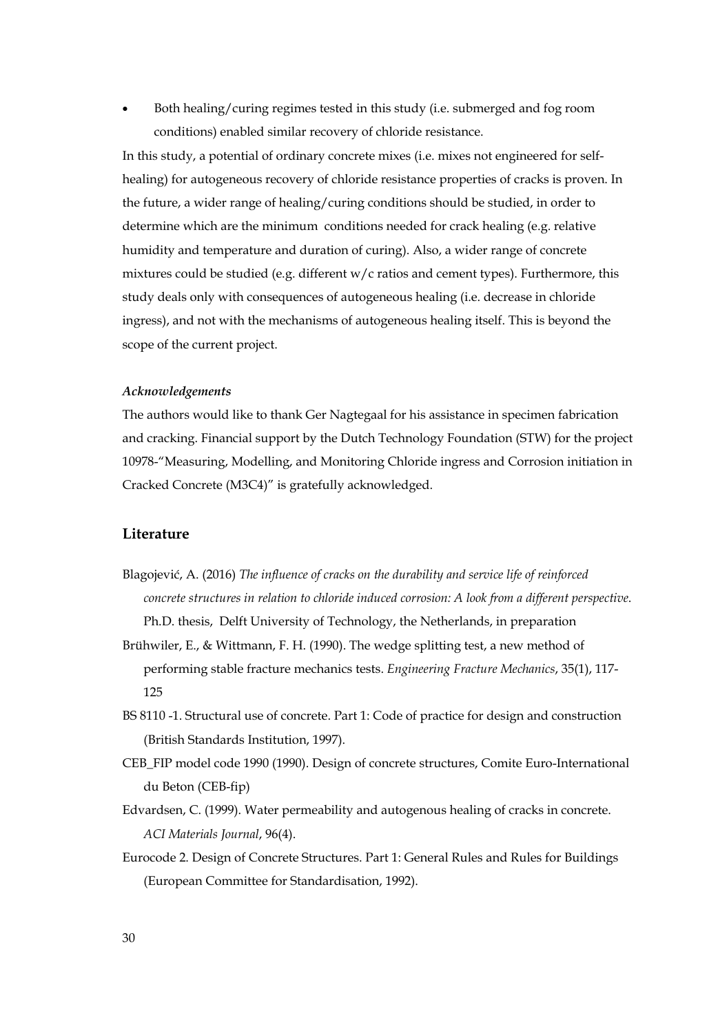- Both healing/curing regimes tested in this study (i.e. submerged and fog room conditions) enabled similar recovery of chloride resistance.

In this study, a potential of ordinary concrete mixes (i.e. mixes not engineered for self-healing) for autogeneous recovery of chloride resistance properties of cracks is proven. In the future, a wider range of healing/curing conditions should be studied, in order to determine which are the minimum conditions needed for crack healing (e.g. relative humidity and temperature and duration of curing). Also, a wider range of concrete mixtures could be studied (e.g. different w/c ratios and cement types). Furthermore, this study deals only with consequences of autogeneous healing (i.e. decrease in chloride ingress), and not with the mechanisms of autogeneous healing itself. This is beyond the scope of the current project.

#### *Acknowledgements*

The authors would like to thank Ger Nagtegaal for his assistance in specimen fabrication and cracking. Financial support by the Dutch Technology Foundation (STW) for the project 10978-"Measuring, Modelling, and Monitoring Chloride ingress and Corrosion initiation in Cracked Concrete (M3C4)" is gratefully acknowledged.

## Literature

Blagojević, A. (2016) *The influence of cracks on the durability and service life of reinforced concrete structures in relation to chloride induced corrosion: A look from a different perspective*. Ph.D. thesis, Delft University of Technology, the Netherlands, in preparation

Brühwiler, E., & Wittmann, F. H. (1990). The wedge splitting test, a new method of performing stable fracture mechanics tests. *Engineering Fracture Mechanics*, 35(1), 117-125

BS 8110 -1. Structural use of concrete. Part 1: Code of practice for design and construction (British Standards Institution, 1997).

CEB_FIP model code 1990 (1990). Design of concrete structures, Comite Euro-International du Beton (CEB-fip)

Edvardsen, C. (1999). Water permeability and autogenous healing of cracks in concrete. *ACI Materials Journal*, 96(4).

Eurocode 2. Design of Concrete Structures. Part 1: General Rules and Rules for Buildings (European Committee for Standardisation, 1992).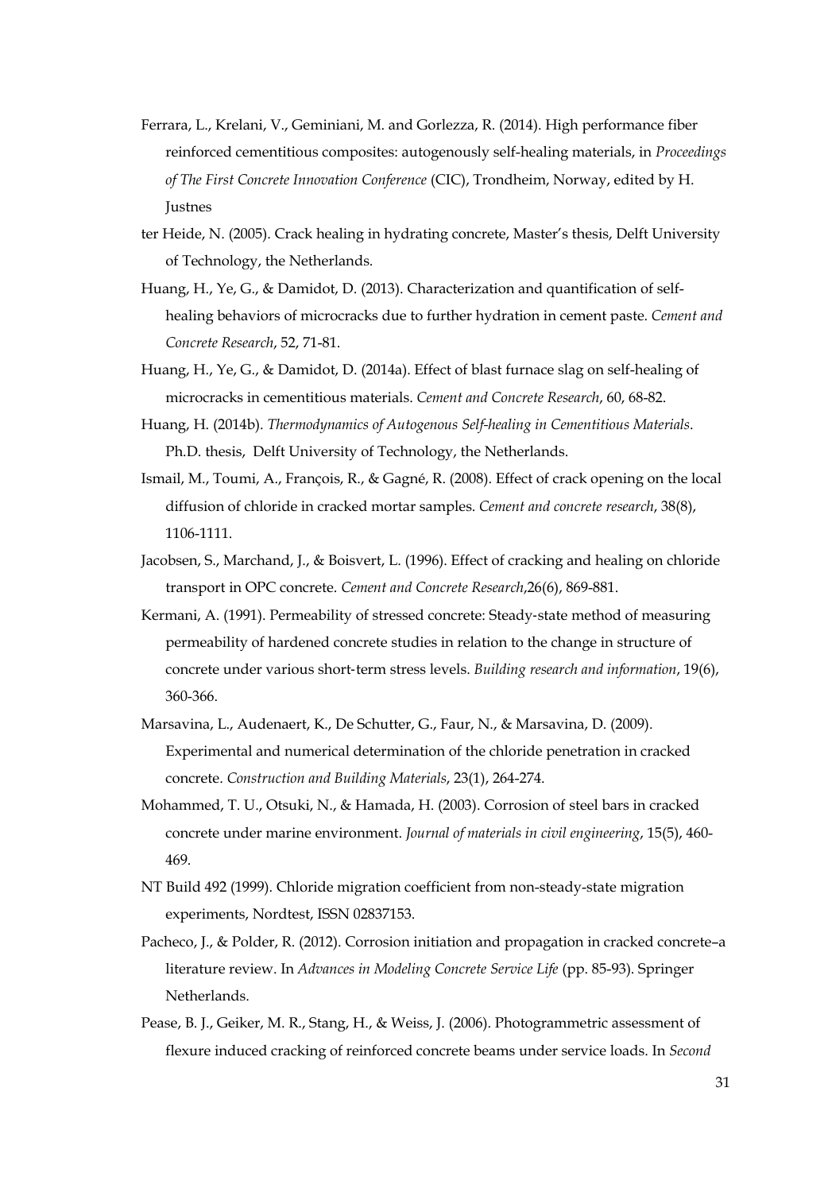Ferrara, L., Krelani, V., Geminiani, M. and Gorlezza, R. (2014). High performance fiber reinforced cementitious composites: autogenously self-healing materials, in *Proceedings of The First Concrete Innovation Conference* (CIC), Trondheim, Norway, edited by H. Justnes

ter Heide, N. (2005). Crack healing in hydrating concrete, Master's thesis, Delft University of Technology, the Netherlands.

Huang, H., Ye, G., & Damidot, D. (2013). Characterization and quantification of self-healing behaviors of microcracks due to further hydration in cement paste. *Cement and Concrete Research*, 52, 71-81.

Huang, H., Ye, G., & Damidot, D. (2014a). Effect of blast furnace slag on self-healing of microcracks in cementitious materials. *Cement and Concrete Research*, 60, 68-82.

Huang, H. (2014b). *Thermodynamics of Autogenous Self-healing in Cementitious Materials*. Ph.D. thesis, Delft University of Technology, the Netherlands.

Ismail, M., Toumi, A., François, R., & Gagné, R. (2008). Effect of crack opening on the local diffusion of chloride in cracked mortar samples. *Cement and concrete research*, 38(8), 1106-1111.

Jacobsen, S., Marchand, J., & Boisvert, L. (1996). Effect of cracking and healing on chloride transport in OPC concrete. *Cement and Concrete Research*,26(6), 869-881.

Kermani, A. (1991). Permeability of stressed concrete: Steady-state method of measuring permeability of hardened concrete studies in relation to the change in structure of concrete under various short-term stress levels. *Building research and information*, 19(6), 360-366.

Marsavina, L., Audenaert, K., De Schutter, G., Faur, N., & Marsavina, D. (2009). Experimental and numerical determination of the chloride penetration in cracked concrete. *Construction and Building Materials*, 23(1), 264-274.

Mohammed, T. U., Otsuki, N., & Hamada, H. (2003). Corrosion of steel bars in cracked concrete under marine environment. *Journal of materials in civil engineering*, 15(5), 460-469.

NT Build 492 (1999). Chloride migration coefficient from non-steady-state migration experiments, Nordtest, ISSN 02837153.

Pacheco, J., & Polder, R. (2012). Corrosion initiation and propagation in cracked concrete–a literature review. In *Advances in Modeling Concrete Service Life* (pp. 85-93). Springer Netherlands.

Pease, B. J., Geiker, M. R., Stang, H., & Weiss, J. (2006). Photogrammetric assessment of flexure induced cracking of reinforced concrete beams under service loads. In *Second*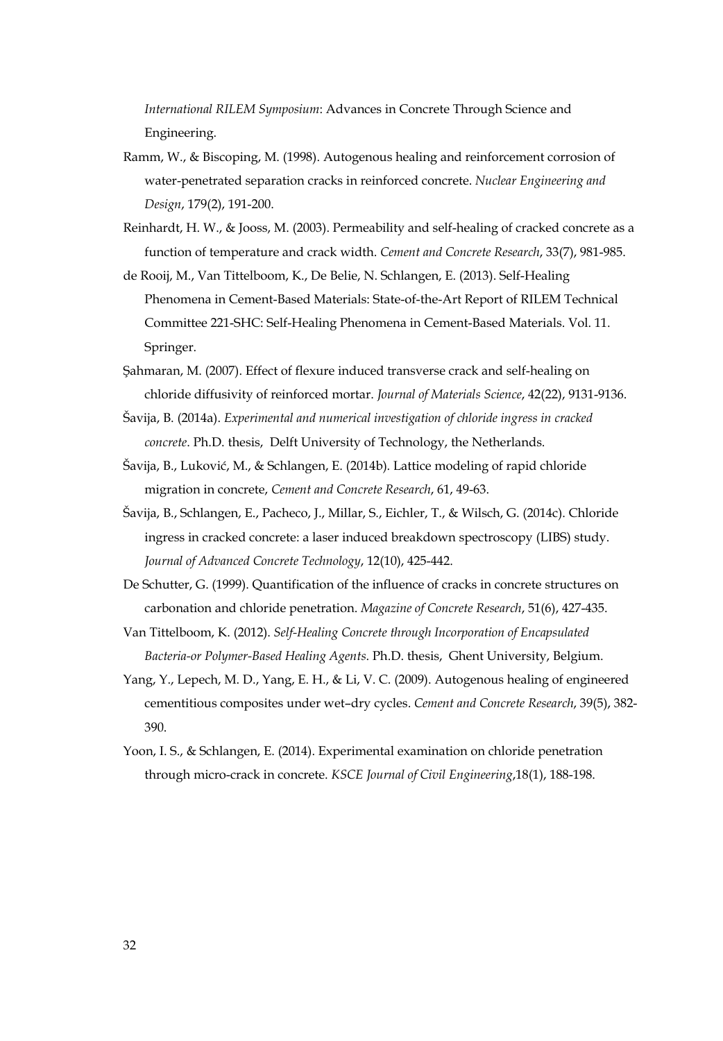*International RILEM Symposium*: Advances in Concrete Through Science and Engineering.

Ramm, W., & Biscoping, M. (1998). Autogenous healing and reinforcement corrosion of water-penetrated separation cracks in reinforced concrete. *Nuclear Engineering and Design*, 179(2), 191-200.

Reinhardt, H. W., & Jooss, M. (2003). Permeability and self-healing of cracked concrete as a function of temperature and crack width. *Cement and Concrete Research*, 33(7), 981-985.

de Rooij, M., Van Tittelboom, K., De Belie, N. Schlangen, E. (2013). Self-Healing Phenomena in Cement-Based Materials: State-of-the-Art Report of RILEM Technical Committee 221-SHC: Self-Healing Phenomena in Cement-Based Materials. Vol. 11. Springer.

Şahmaran, M. (2007). Effect of flexure induced transverse crack and self-healing on chloride diffusivity of reinforced mortar. *Journal of Materials Science*, 42(22), 9131-9136.

Šavija, B. (2014a). *Experimental and numerical investigation of chloride ingress in cracked concrete*. Ph.D. thesis, Delft University of Technology, the Netherlands.

Šavija, B., Luković, M., & Schlangen, E. (2014b). Lattice modeling of rapid chloride migration in concrete, *Cement and Concrete Research*, 61, 49-63.

Šavija, B., Schlangen, E., Pacheco, J., Millar, S., Eichler, T., & Wilsch, G. (2014c). Chloride ingress in cracked concrete: a laser induced breakdown spectroscopy (LIBS) study. *Journal of Advanced Concrete Technology*, 12(10), 425-442.

De Schutter, G. (1999). Quantification of the influence of cracks in concrete structures on carbonation and chloride penetration. *Magazine of Concrete Research*, 51(6), 427-435.

Van Tittelboom, K. (2012). *Self-Healing Concrete through Incorporation of Encapsulated Bacteria-or Polymer-Based Healing Agents*. Ph.D. thesis, Ghent University, Belgium.

Yang, Y., Lepech, M. D., Yang, E. H., & Li, V. C. (2009). Autogenous healing of engineered cementitious composites under wet–dry cycles. *Cement and Concrete Research*, 39(5), 382-390.

Yoon, I. S., & Schlangen, E. (2014). Experimental examination on chloride penetration through micro-crack in concrete. *KSCE Journal of Civil Engineering*,18(1), 188-198.